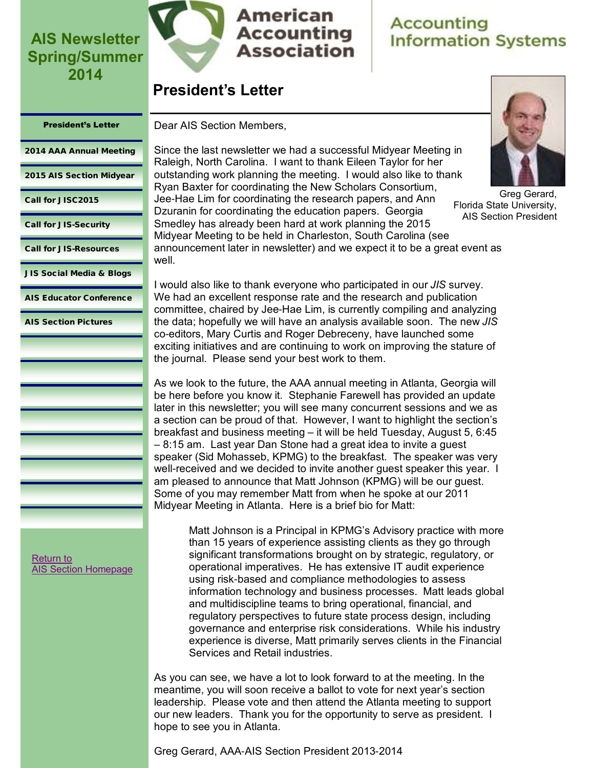# AIS Newsletter Spring/Summer 2014

American Accounting Association

Accounting Information Systems

- President's Letter
- 2014 AAA Annual Meeting
- 2015 AIS Section Midyear
- Call for JISC2015
- Call for JIS-Security
- Call for JIS-Resources
- JIS Social Media & Blogs
- AIS Educator Conference
- AIS Section Pictures

Return to AIS Section Homepage

## President's Letter

Greg Gerard, Florida State University, AIS Section President

Dear AIS Section Members,

Since the last newsletter we had a successful Midyear Meeting in Raleigh, North Carolina. I want to thank Eileen Taylor for her outstanding work planning the meeting. I would also like to thank Ryan Baxter for coordinating the New Scholars Consortium, Jee-Hae Lim for coordinating the research papers, and Ann Dzuranin for coordinating the education papers. Georgia Smedley has already been hard at work planning the 2015 Midyear Meeting to be held in Charleston, South Carolina (see announcement later in newsletter) and we expect it to be a great event as well.

I would also like to thank everyone who participated in our *JIS* survey. We had an excellent response rate and the research and publication committee, chaired by Jee-Hae Lim, is currently compiling and analyzing the data; hopefully we will have an analysis available soon. The new *JIS* co-editors, Mary Curtis and Roger Debreceny, have launched some exciting initiatives and are continuing to work on improving the stature of the journal. Please send your best work to them.

As we look to the future, the AAA annual meeting in Atlanta, Georgia will be here before you know it. Stephanie Farewell has provided an update later in this newsletter; you will see many concurrent sessions and we as a section can be proud of that. However, I want to highlight the section's breakfast and business meeting – it will be held Tuesday, August 5, 6:45 – 8:15 am. Last year Dan Stone had a great idea to invite a guest speaker (Sid Mohasseb, KPMG) to the breakfast. The speaker was very well-received and we decided to invite another guest speaker this year. I am pleased to announce that Matt Johnson (KPMG) will be our guest. Some of you may remember Matt from when he spoke at our 2011 Midyear Meeting in Atlanta. Here is a brief bio for Matt:

> Matt Johnson is a Principal in KPMG's Advisory practice with more than 15 years of experience assisting clients as they go through significant transformations brought on by strategic, regulatory, or operational imperatives. He has extensive IT audit experience using risk-based and compliance methodologies to assess information technology and business processes. Matt leads global and multidiscipline teams to bring operational, financial, and regulatory perspectives to future state process design, including governance and enterprise risk considerations. While his industry experience is diverse, Matt primarily serves clients in the Financial Services and Retail industries.

As you can see, we have a lot to look forward to at the meeting. In the meantime, you will soon receive a ballot to vote for next year's section leadership. Please vote and then attend the Atlanta meeting to support our new leaders. Thank you for the opportunity to serve as president. I hope to see you in Atlanta.

Greg Gerard, AAA-AIS Section President 2013-2014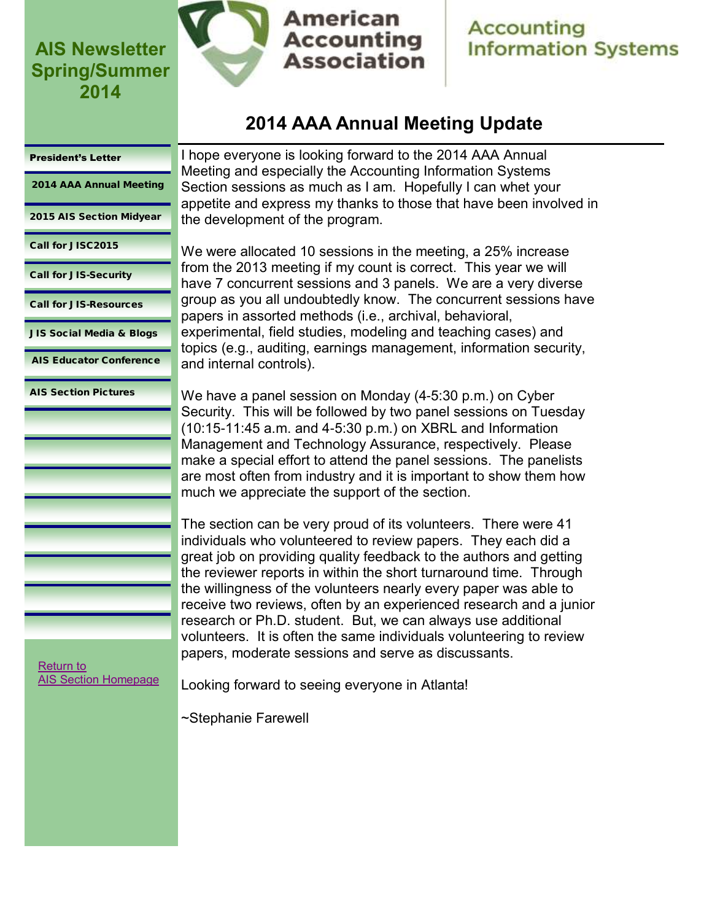# AIS Newsletter Spring/Summer 2014

American Accounting Association

Accounting Information Systems

- President's Letter
- 2014 AAA Annual Meeting
- 2015 AIS Section Midyear
- Call for JISC2015
- Call for JIS-Security
- Call for JIS-Resources
- JIS Social Media & Blogs
- AIS Educator Conference
- AIS Section Pictures

Return to AIS Section Homepage

## 2014 AAA Annual Meeting Update

I hope everyone is looking forward to the 2014 AAA Annual Meeting and especially the Accounting Information Systems Section sessions as much as I am. Hopefully I can whet your appetite and express my thanks to those that have been involved in the development of the program.

We were allocated 10 sessions in the meeting, a 25% increase from the 2013 meeting if my count is correct. This year we will have 7 concurrent sessions and 3 panels. We are a very diverse group as you all undoubtedly know. The concurrent sessions have papers in assorted methods (i.e., archival, behavioral, experimental, field studies, modeling and teaching cases) and topics (e.g., auditing, earnings management, information security, and internal controls).

We have a panel session on Monday (4-5:30 p.m.) on Cyber Security. This will be followed by two panel sessions on Tuesday (10:15-11:45 a.m. and 4-5:30 p.m.) on XBRL and Information Management and Technology Assurance, respectively. Please make a special effort to attend the panel sessions. The panelists are most often from industry and it is important to show them how much we appreciate the support of the section.

The section can be very proud of its volunteers. There were 41 individuals who volunteered to review papers. They each did a great job on providing quality feedback to the authors and getting the reviewer reports in within the short turnaround time. Through the willingness of the volunteers nearly every paper was able to receive two reviews, often by an experienced research and a junior research or Ph.D. student. But, we can always use additional volunteers. It is often the same individuals volunteering to review papers, moderate sessions and serve as discussants.

Looking forward to seeing everyone in Atlanta!

~Stephanie Farewell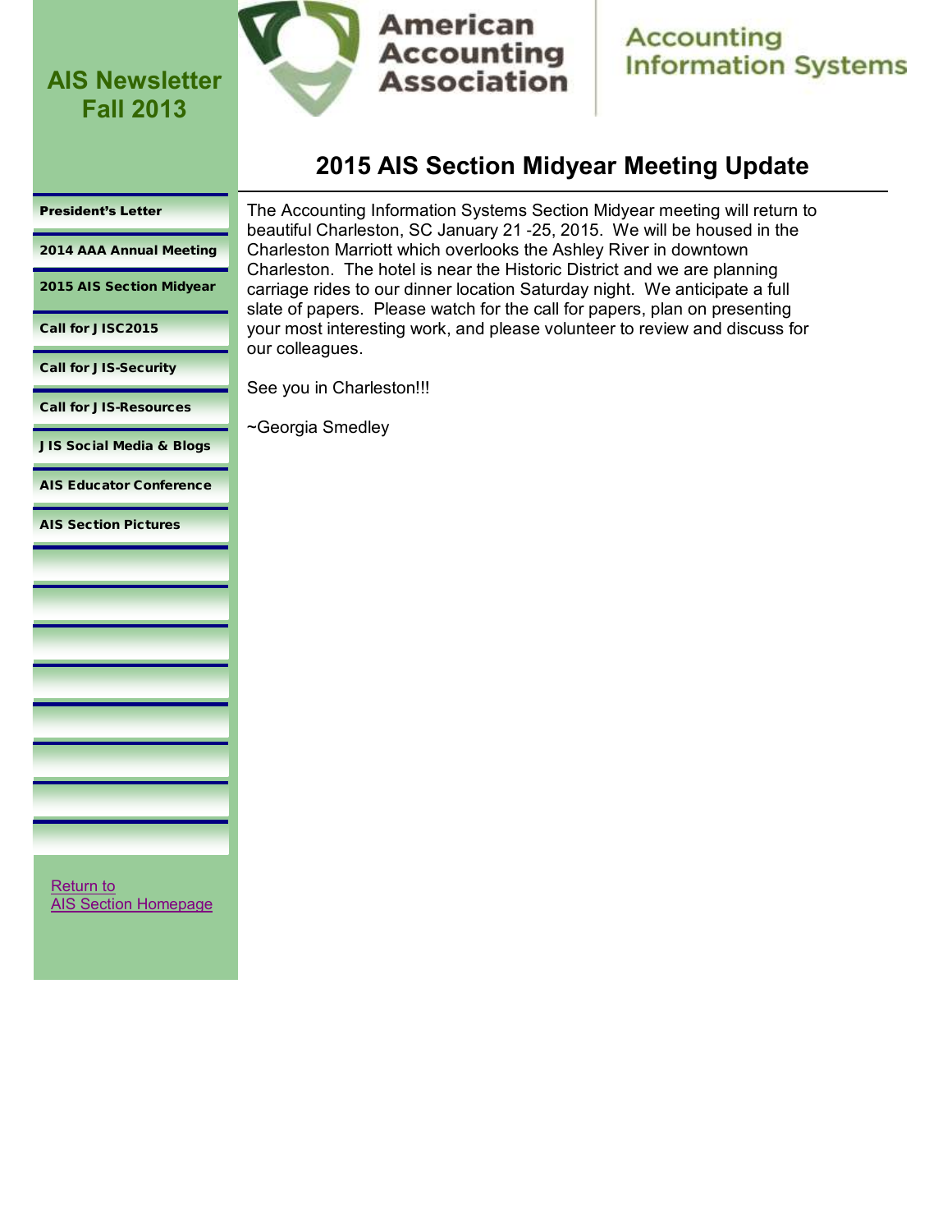# AIS Newsletter Fall 2013

American Accounting Association

Accounting Information Systems

- President's Letter
- 2014 AAA Annual Meeting
- 2015 AIS Section Midyear
- Call for JISC2015
- Call for JIS-Security
- Call for JIS-Resources
- JIS Social Media & Blogs
- AIS Educator Conference
- AIS Section Pictures

Return to AIS Section Homepage

## 2015 AIS Section Midyear Meeting Update

The Accounting Information Systems Section Midyear meeting will return to beautiful Charleston, SC January 21 -25, 2015. We will be housed in the Charleston Marriott which overlooks the Ashley River in downtown Charleston. The hotel is near the Historic District and we are planning carriage rides to our dinner location Saturday night. We anticipate a full slate of papers. Please watch for the call for papers, plan on presenting your most interesting work, and please volunteer to review and discuss for our colleagues.

See you in Charleston!!!

~Georgia Smedley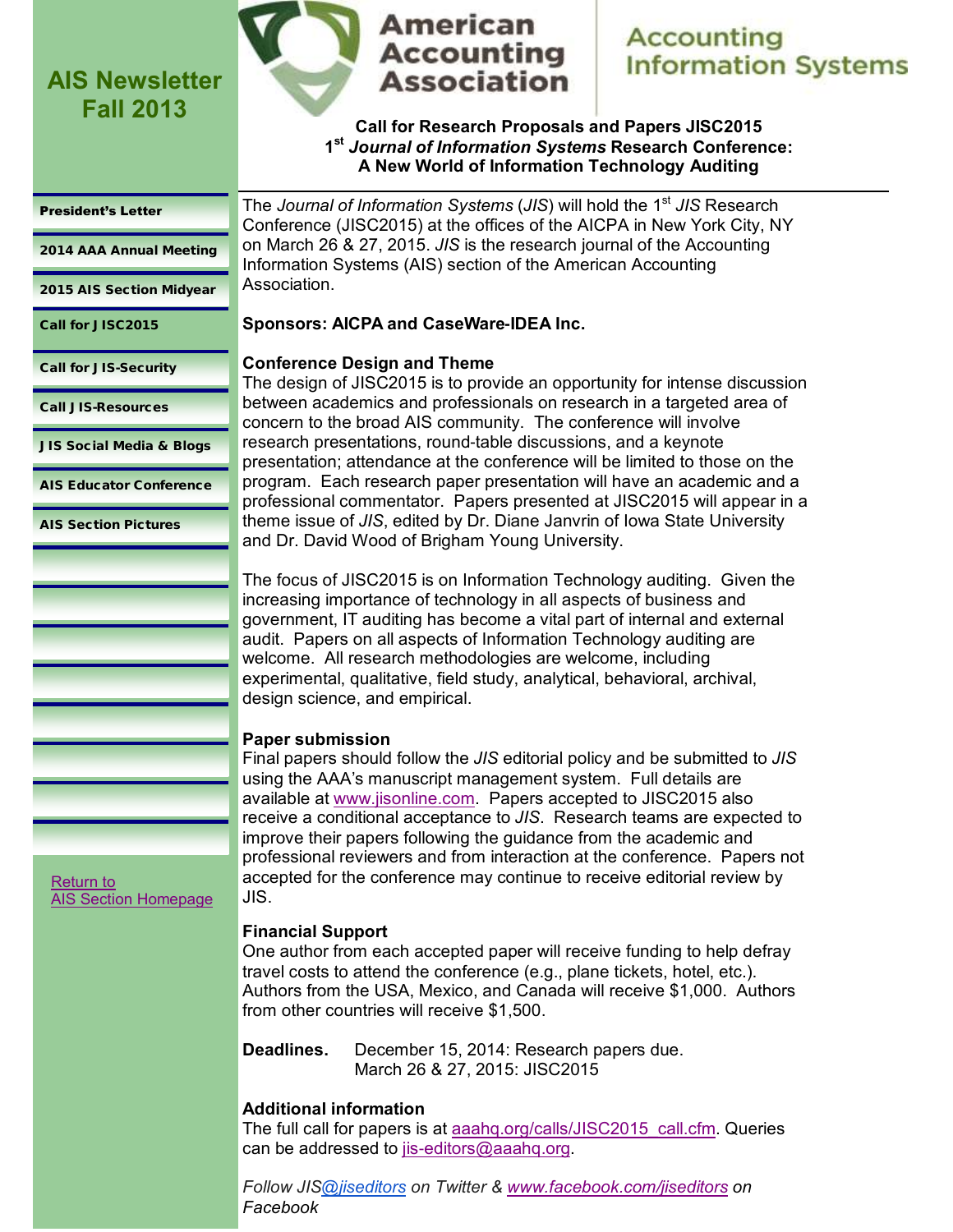# AIS Newsletter Fall 2013

American Accounting Association — Accounting Information Systems

- President's Letter
- 2014 AAA Annual Meeting
- 2015 AIS Section Midyear
- Call for JISC2015
- Call for JIS-Security
- Call JIS-Resources
- JIS Social Media & Blogs
- AIS Educator Conference
- AIS Section Pictures

[Return to AIS Section Homepage]

## Call for Research Proposals and Papers JISC2015
## 1st *Journal of Information Systems* Research Conference: A New World of Information Technology Auditing

The *Journal of Information Systems* (*JIS*) will hold the 1st *JIS* Research Conference (JISC2015) at the offices of the AICPA in New York City, NY on March 26 & 27, 2015. *JIS* is the research journal of the Accounting Information Systems (AIS) section of the American Accounting Association.

**Sponsors: AICPA and CaseWare-IDEA Inc.**

**Conference Design and Theme**

The design of JISC2015 is to provide an opportunity for intense discussion between academics and professionals on research in a targeted area of concern to the broad AIS community. The conference will involve research presentations, round-table discussions, and a keynote presentation; attendance at the conference will be limited to those on the program. Each research paper presentation will have an academic and a professional commentator. Papers presented at JISC2015 will appear in a theme issue of *JIS*, edited by Dr. Diane Janvrin of Iowa State University and Dr. David Wood of Brigham Young University.

The focus of JISC2015 is on Information Technology auditing. Given the increasing importance of technology in all aspects of business and government, IT auditing has become a vital part of internal and external audit. Papers on all aspects of Information Technology auditing are welcome. All research methodologies are welcome, including experimental, qualitative, field study, analytical, behavioral, archival, design science, and empirical.

**Paper submission**

Final papers should follow the *JIS* editorial policy and be submitted to *JIS* using the AAA's manuscript management system. Full details are available at www.jisonline.com. Papers accepted to JISC2015 also receive a conditional acceptance to *JIS*. Research teams are expected to improve their papers following the guidance from the academic and professional reviewers and from interaction at the conference. Papers not accepted for the conference may continue to receive editorial review by JIS.

**Financial Support**

One author from each accepted paper will receive funding to help defray travel costs to attend the conference (e.g., plane tickets, hotel, etc.). Authors from the USA, Mexico, and Canada will receive $1,000. Authors from other countries will receive $1,500.

**Deadlines.** December 15, 2014: Research papers due.
March 26 & 27, 2015: JISC2015

**Additional information**

The full call for papers is at aaahq.org/calls/JISC2015_call.cfm. Queries can be addressed to jis-editors@aaahq.org.

*Follow JIS @jiseditors on Twitter & www.facebook.com/jiseditors on Facebook*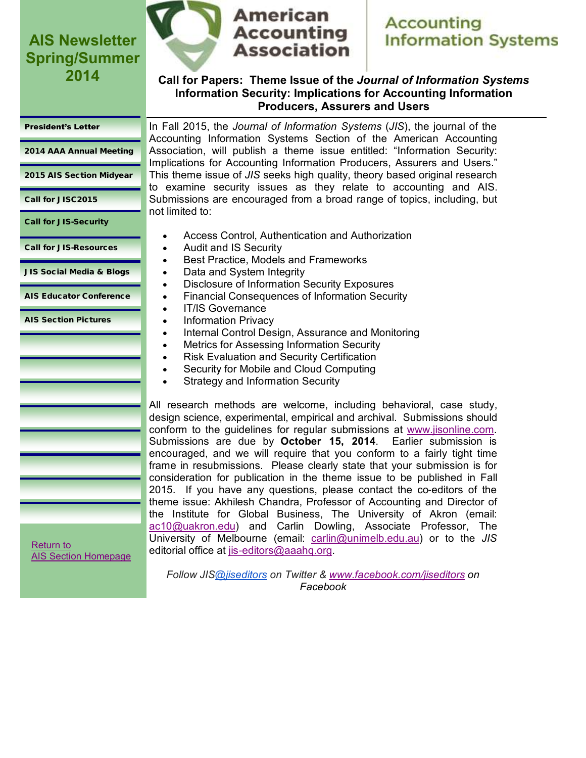# AIS Newsletter Spring/Summer 2014

American Accounting Association | Accounting Information Systems

- President's Letter
- 2014 AAA Annual Meeting
- 2015 AIS Section Midyear
- Call for JISC2015
- Call for JIS-Security
- Call for JIS-Resources
- JIS Social Media & Blogs
- AIS Educator Conference
- AIS Section Pictures

Return to AIS Section Homepage

## Call for Papers: Theme Issue of the *Journal of Information Systems*
## Information Security: Implications for Accounting Information Producers, Assurers and Users

In Fall 2015, the *Journal of Information Systems* (*JIS*), the journal of the Accounting Information Systems Section of the American Accounting Association, will publish a theme issue entitled: "Information Security: Implications for Accounting Information Producers, Assurers and Users." This theme issue of *JIS* seeks high quality, theory based original research to examine security issues as they relate to accounting and AIS. Submissions are encouraged from a broad range of topics, including, but not limited to:

- Access Control, Authentication and Authorization
- Audit and IS Security
- Best Practice, Models and Frameworks
- Data and System Integrity
- Disclosure of Information Security Exposures
- Financial Consequences of Information Security
- IT/IS Governance
- Information Privacy
- Internal Control Design, Assurance and Monitoring
- Metrics for Assessing Information Security
- Risk Evaluation and Security Certification
- Security for Mobile and Cloud Computing
- Strategy and Information Security

All research methods are welcome, including behavioral, case study, design science, experimental, empirical and archival. Submissions should conform to the guidelines for regular submissions at www.jisonline.com. Submissions are due by **October 15, 2014**. Earlier submission is encouraged, and we will require that you conform to a fairly tight time frame in resubmissions. Please clearly state that your submission is for consideration for publication in the theme issue to be published in Fall 2015. If you have any questions, please contact the co-editors of the theme issue: Akhilesh Chandra, Professor of Accounting and Director of the Institute for Global Business, The University of Akron (email: ac10@uakron.edu) and Carlin Dowling, Associate Professor, The University of Melbourne (email: carlin@unimelb.edu.au) or to the *JIS* editorial office at jis-editors@aaahq.org.

*Follow JIS@jiseditors on Twitter & www.facebook.com/jiseditors on Facebook*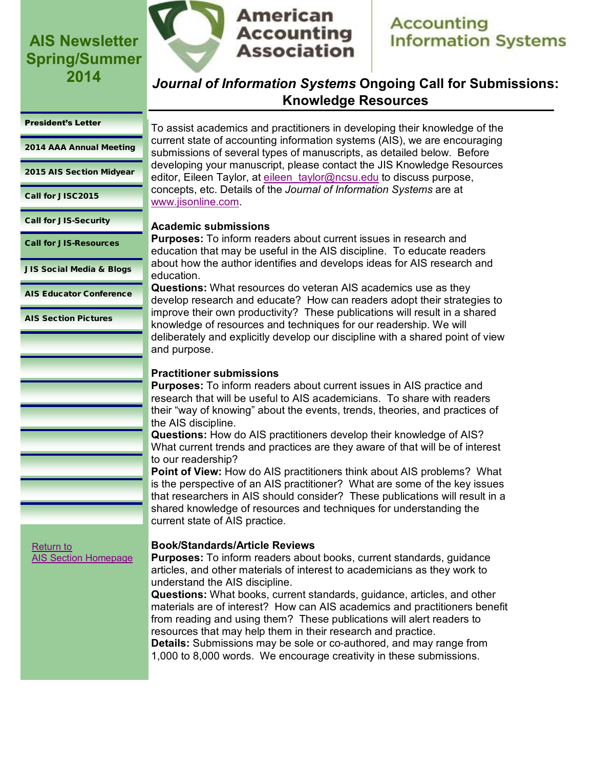# AIS Newsletter Spring/Summer 2014

American Accounting Association | Accounting Information Systems

- President's Letter
- 2014 AAA Annual Meeting
- 2015 AIS Section Midyear
- Call for JISC2015
- Call for JIS-Security
- Call for JIS-Resources
- JIS Social Media & Blogs
- AIS Educator Conference
- AIS Section Pictures

Return to AIS Section Homepage

## *Journal of Information Systems* Ongoing Call for Submissions: Knowledge Resources

To assist academics and practitioners in developing their knowledge of the current state of accounting information systems (AIS), we are encouraging submissions of several types of manuscripts, as detailed below. Before developing your manuscript, please contact the JIS Knowledge Resources editor, Eileen Taylor, at eileen_taylor@ncsu.edu to discuss purpose, concepts, etc. Details of the *Journal of Information Systems* are at www.jisonline.com.

### Academic submissions

**Purposes:** To inform readers about current issues in research and education that may be useful in the AIS discipline. To educate readers about how the author identifies and develops ideas for AIS research and education.

**Questions:** What resources do veteran AIS academics use as they develop research and educate? How can readers adopt their strategies to improve their own productivity? These publications will result in a shared knowledge of resources and techniques for our readership. We will deliberately and explicitly develop our discipline with a shared point of view and purpose.

### Practitioner submissions

**Purposes:** To inform readers about current issues in AIS practice and research that will be useful to AIS academicians. To share with readers their "way of knowing" about the events, trends, theories, and practices of the AIS discipline.

**Questions:** How do AIS practitioners develop their knowledge of AIS? What current trends and practices are they aware of that will be of interest to our readership?

**Point of View:** How do AIS practitioners think about AIS problems? What is the perspective of an AIS practitioner? What are some of the key issues that researchers in AIS should consider? These publications will result in a shared knowledge of resources and techniques for understanding the current state of AIS practice.

### Book/Standards/Article Reviews

**Purposes:** To inform readers about books, current standards, guidance articles, and other materials of interest to academicians as they work to understand the AIS discipline.

**Questions:** What books, current standards, guidance, articles, and other materials are of interest? How can AIS academics and practitioners benefit from reading and using them? These publications will alert readers to resources that may help them in their research and practice.

**Details:** Submissions may be sole or co-authored, and may range from 1,000 to 8,000 words. We encourage creativity in these submissions.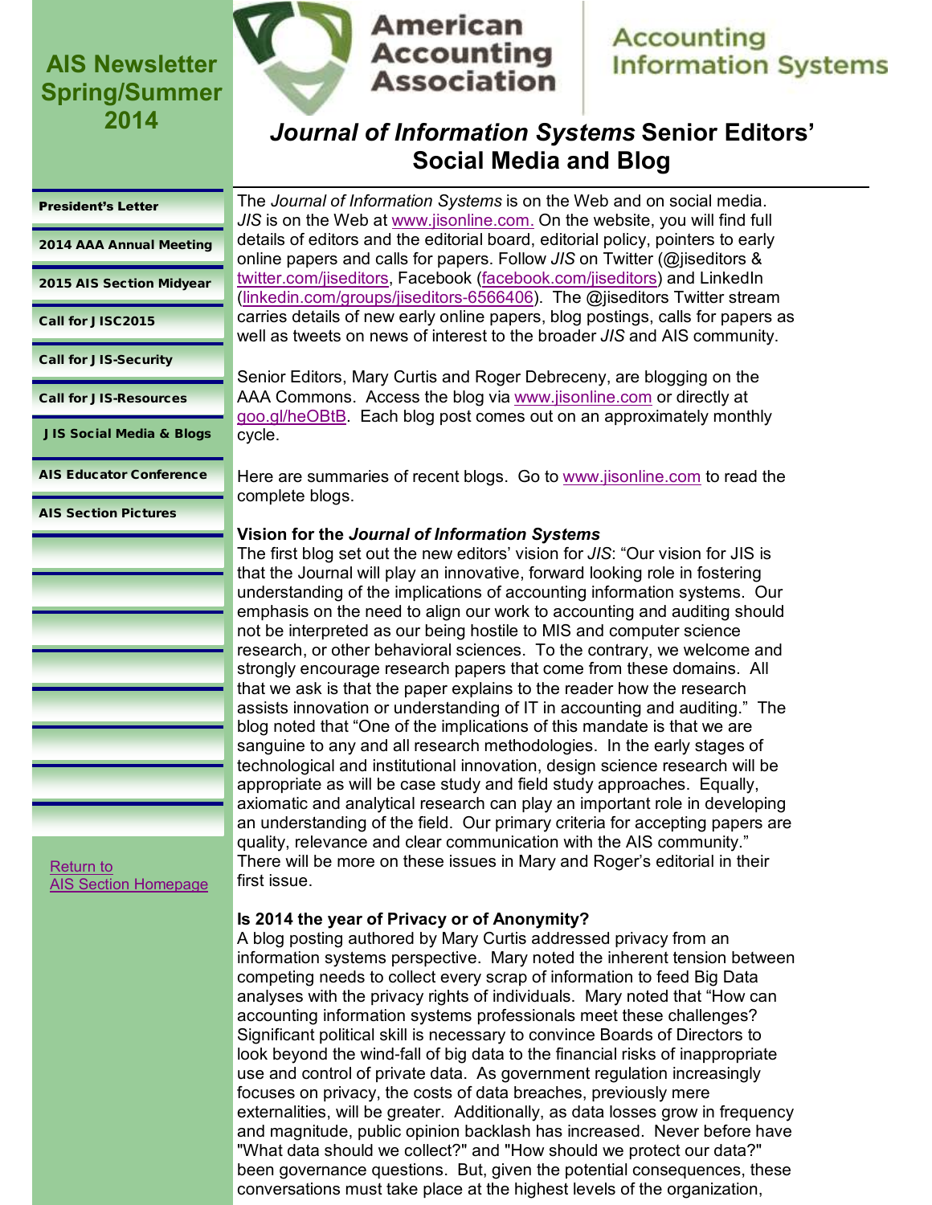# AIS Newsletter Spring/Summer 2014

American Accounting Association | Accounting Information Systems

- President's Letter
- 2014 AAA Annual Meeting
- 2015 AIS Section Midyear
- Call for JISC2015
- Call for JIS-Security
- Call for JIS-Resources
- JIS Social Media & Blogs
- AIS Educator Conference
- AIS Section Pictures

[Return to AIS Section Homepage]

## *Journal of Information Systems* Senior Editors' Social Media and Blog

The *Journal of Information Systems* is on the Web and on social media. *JIS* is on the Web at www.jisonline.com. On the website, you will find full details of editors and the editorial board, editorial policy, pointers to early online papers and calls for papers. Follow *JIS* on Twitter (@jiseditors & twitter.com/jiseditors, Facebook (facebook.com/jiseditors) and LinkedIn (linkedin.com/groups/jiseditors-6566406). The @jiseditors Twitter stream carries details of new early online papers, blog postings, calls for papers as well as tweets on news of interest to the broader *JIS* and AIS community.

Senior Editors, Mary Curtis and Roger Debreceny, are blogging on the AAA Commons. Access the blog via www.jisonline.com or directly at goo.gl/heOBtB. Each blog post comes out on an approximately monthly cycle.

Here are summaries of recent blogs. Go to www.jisonline.com to read the complete blogs.

**Vision for the *Journal of Information Systems***

The first blog set out the new editors' vision for *JIS*: "Our vision for JIS is that the Journal will play an innovative, forward looking role in fostering understanding of the implications of accounting information systems. Our emphasis on the need to align our work to accounting and auditing should not be interpreted as our being hostile to MIS and computer science research, or other behavioral sciences. To the contrary, we welcome and strongly encourage research papers that come from these domains. All that we ask is that the paper explains to the reader how the research assists innovation or understanding of IT in accounting and auditing." The blog noted that "One of the implications of this mandate is that we are sanguine to any and all research methodologies. In the early stages of technological and institutional innovation, design science research will be appropriate as will be case study and field study approaches. Equally, axiomatic and analytical research can play an important role in developing an understanding of the field. Our primary criteria for accepting papers are quality, relevance and clear communication with the AIS community." There will be more on these issues in Mary and Roger's editorial in their first issue.

**Is 2014 the year of Privacy or of Anonymity?**

A blog posting authored by Mary Curtis addressed privacy from an information systems perspective. Mary noted the inherent tension between competing needs to collect every scrap of information to feed Big Data analyses with the privacy rights of individuals. Mary noted that "How can accounting information systems professionals meet these challenges? Significant political skill is necessary to convince Boards of Directors to look beyond the wind-fall of big data to the financial risks of inappropriate use and control of private data. As government regulation increasingly focuses on privacy, the costs of data breaches, previously mere externalities, will be greater. Additionally, as data losses grow in frequency and magnitude, public opinion backlash has increased. Never before have "What data should we collect?" and "How should we protect our data?" been governance questions. But, given the potential consequences, these conversations must take place at the highest levels of the organization,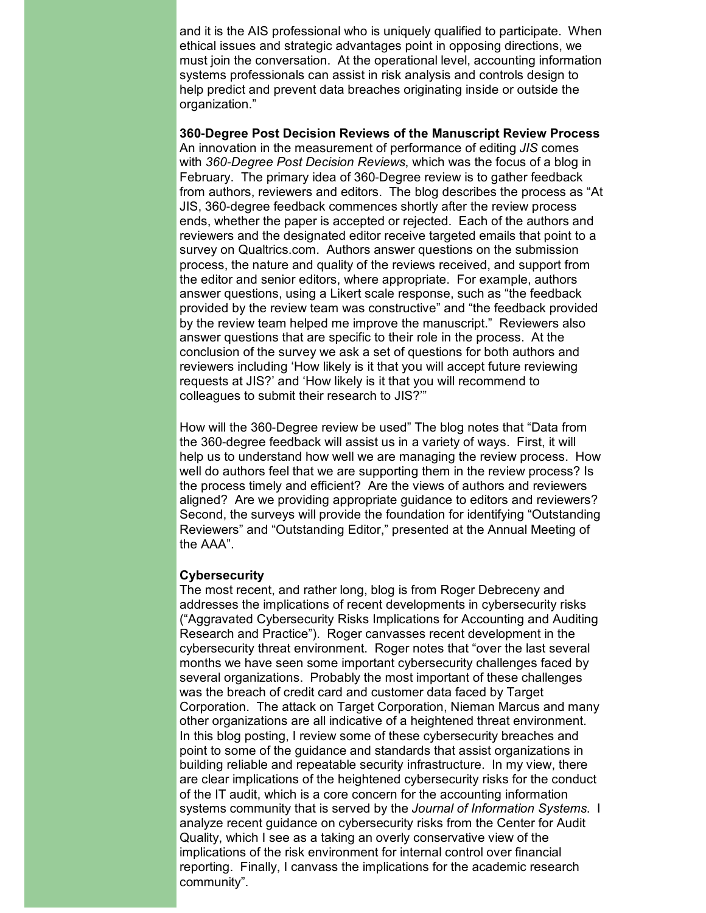and it is the AIS professional who is uniquely qualified to participate. When ethical issues and strategic advantages point in opposing directions, we must join the conversation. At the operational level, accounting information systems professionals can assist in risk analysis and controls design to help predict and prevent data breaches originating inside or outside the organization."

**360-Degree Post Decision Reviews of the Manuscript Review Process**

An innovation in the measurement of performance of editing *JIS* comes with *360-Degree Post Decision Reviews*, which was the focus of a blog in February. The primary idea of 360-Degree review is to gather feedback from authors, reviewers and editors. The blog describes the process as "At JIS, 360-degree feedback commences shortly after the review process ends, whether the paper is accepted or rejected. Each of the authors and reviewers and the designated editor receive targeted emails that point to a survey on Qualtrics.com. Authors answer questions on the submission process, the nature and quality of the reviews received, and support from the editor and senior editors, where appropriate. For example, authors answer questions, using a Likert scale response, such as "the feedback provided by the review team was constructive" and "the feedback provided by the review team helped me improve the manuscript." Reviewers also answer questions that are specific to their role in the process. At the conclusion of the survey we ask a set of questions for both authors and reviewers including 'How likely is it that you will accept future reviewing requests at JIS?' and 'How likely is it that you will recommend to colleagues to submit their research to JIS?'"

How will the 360-Degree review be used" The blog notes that "Data from the 360-degree feedback will assist us in a variety of ways. First, it will help us to understand how well we are managing the review process. How well do authors feel that we are supporting them in the review process? Is the process timely and efficient? Are the views of authors and reviewers aligned? Are we providing appropriate guidance to editors and reviewers? Second, the surveys will provide the foundation for identifying "Outstanding Reviewers" and "Outstanding Editor," presented at the Annual Meeting of the AAA".

**Cybersecurity**

The most recent, and rather long, blog is from Roger Debreceny and addresses the implications of recent developments in cybersecurity risks ("Aggravated Cybersecurity Risks Implications for Accounting and Auditing Research and Practice"). Roger canvasses recent development in the cybersecurity threat environment. Roger notes that "over the last several months we have seen some important cybersecurity challenges faced by several organizations. Probably the most important of these challenges was the breach of credit card and customer data faced by Target Corporation. The attack on Target Corporation, Nieman Marcus and many other organizations are all indicative of a heightened threat environment. In this blog posting, I review some of these cybersecurity breaches and point to some of the guidance and standards that assist organizations in building reliable and repeatable security infrastructure. In my view, there are clear implications of the heightened cybersecurity risks for the conduct of the IT audit, which is a core concern for the accounting information systems community that is served by the *Journal of Information Systems*. I analyze recent guidance on cybersecurity risks from the Center for Audit Quality, which I see as a taking an overly conservative view of the implications of the risk environment for internal control over financial reporting. Finally, I canvass the implications for the academic research community".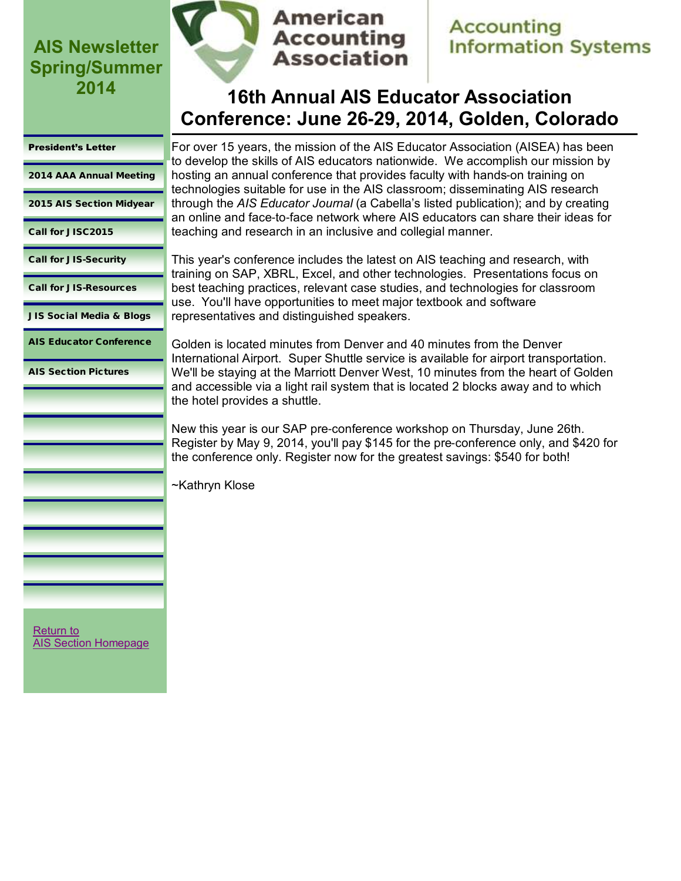# AIS Newsletter Spring/Summer 2014

American Accounting Association

Accounting Information Systems

- President's Letter
- 2014 AAA Annual Meeting
- 2015 AIS Section Midyear
- Call for JISC2015
- Call for JIS-Security
- Call for JIS-Resources
- JIS Social Media & Blogs
- AIS Educator Conference
- AIS Section Pictures

Return to
AIS Section Homepage

## 16th Annual AIS Educator Association Conference: June 26-29, 2014, Golden, Colorado

For over 15 years, the mission of the AIS Educator Association (AISEA) has been to develop the skills of AIS educators nationwide. We accomplish our mission by hosting an annual conference that provides faculty with hands-on training on technologies suitable for use in the AIS classroom; disseminating AIS research through the *AIS Educator Journal* (a Cabella's listed publication); and by creating an online and face-to-face network where AIS educators can share their ideas for teaching and research in an inclusive and collegial manner.

This year's conference includes the latest on AIS teaching and research, with training on SAP, XBRL, Excel, and other technologies. Presentations focus on best teaching practices, relevant case studies, and technologies for classroom use. You'll have opportunities to meet major textbook and software representatives and distinguished speakers.

Golden is located minutes from Denver and 40 minutes from the Denver International Airport. Super Shuttle service is available for airport transportation. We'll be staying at the Marriott Denver West, 10 minutes from the heart of Golden and accessible via a light rail system that is located 2 blocks away and to which the hotel provides a shuttle.

New this year is our SAP pre-conference workshop on Thursday, June 26th. Register by May 9, 2014, you'll pay $145 for the pre-conference only, and $420 for the conference only. Register now for the greatest savings: $540 for both!

~Kathryn Klose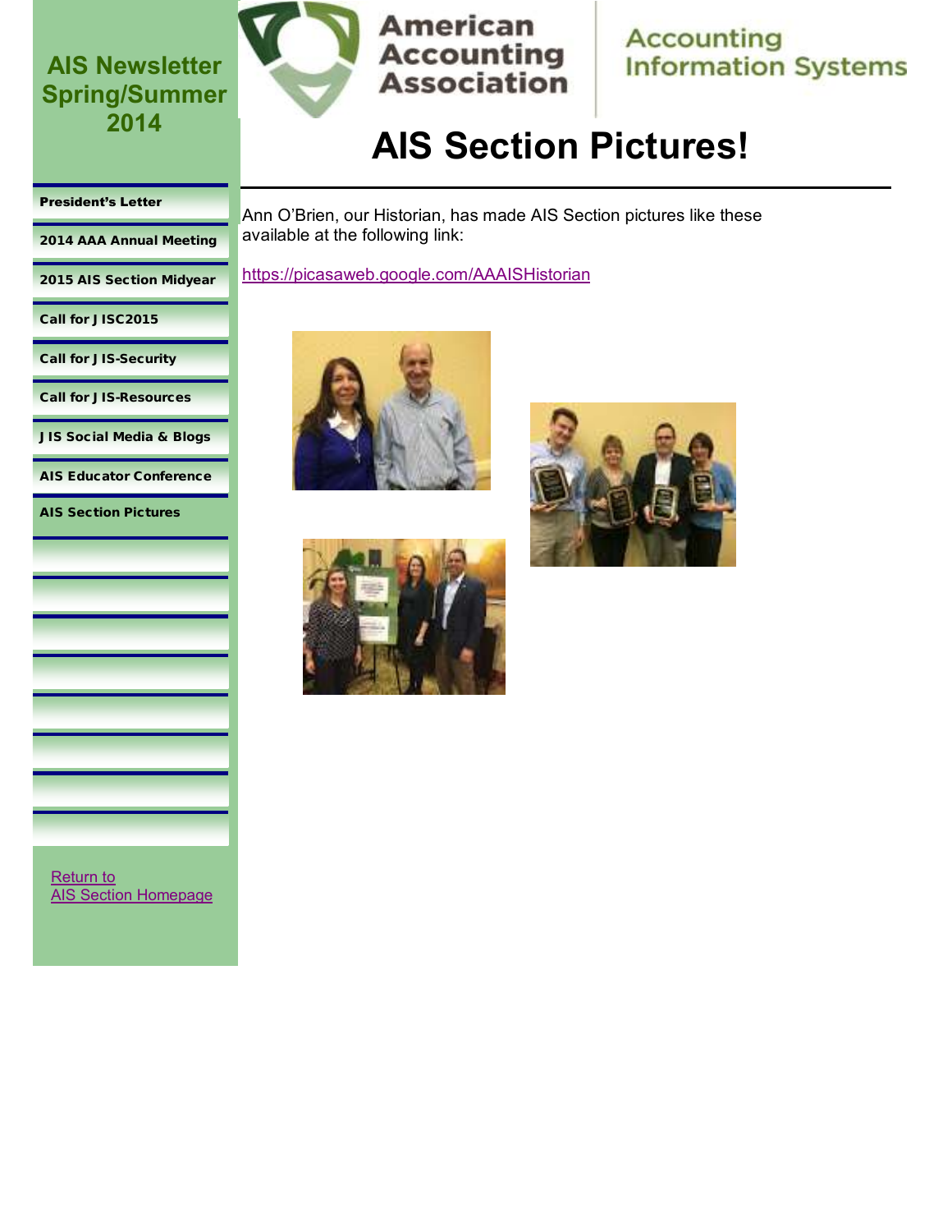AIS Newsletter Spring/Summer 2014

# AIS Section Pictures!

- **President's Letter**
- **2014 AAA Annual Meeting**
- **2015 AIS Section Midyear**
- **Call for JISC2015**
- **Call for JIS-Security**
- **Call for JIS-Resources**
- **JIS Social Media & Blogs**
- **AIS Educator Conference**
- **AIS Section Pictures**

Return to
AIS Section Homepage

Ann O'Brien, our Historian, has made AIS Section pictures like these available at the following link:

https://picasaweb.google.com/AAAISHistorian